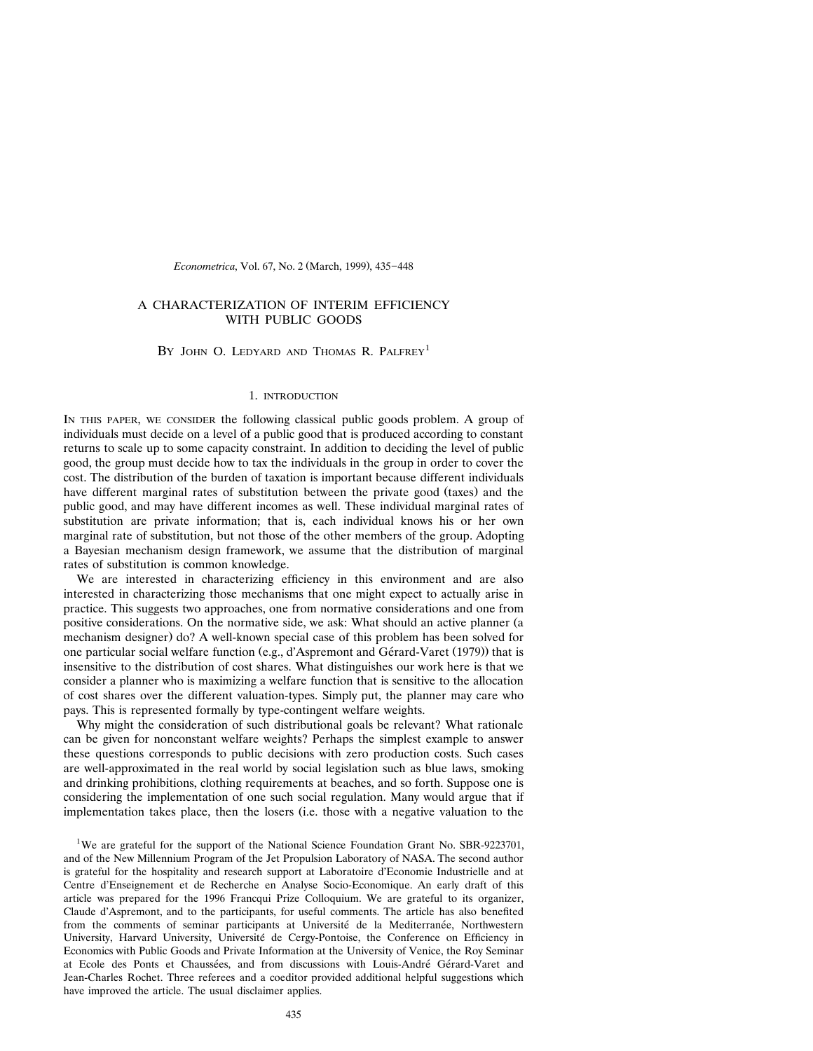# A CHARACTERIZATION OF INTERIM EFFICIENCY WITH PUBLIC GOODS

By John O. Ledyard and Thomas R. Palfrey[1]

## 1. Introduction

In this paper, we consider the following classical public goods problem. A group of individuals must decide on a level of a public good that is produced according to constant returns to scale up to some capacity constraint. In addition to deciding the level of public good, the group must decide how to tax the individuals in the group in order to cover the cost. The distribution of the burden of taxation is important because different individuals have different marginal rates of substitution between the private good (taxes) and the public good, and may have different incomes as well. These individual marginal rates of substitution are private information; that is, each individual knows his or her own marginal rate of substitution, but not those of the other members of the group. Adopting a Bayesian mechanism design framework, we assume that the distribution of marginal rates of substitution is common knowledge.

We are interested in characterizing efficiency in this environment and are also interested in characterizing those mechanisms that one might expect to actually arise in practice. This suggests two approaches, one from normative considerations and one from positive considerations. On the normative side, we ask: What should an active planner (a mechanism designer) do? A well-known special case of this problem has been solved for one particular social welfare function (e.g., d'Aspremont and Gérard-Varet (1979)) that is insensitive to the distribution of cost shares. What distinguishes our work here is that we consider a planner who is maximizing a welfare function that is sensitive to the allocation of cost shares over the different valuation-types. Simply put, the planner may care who pays. This is represented formally by type-contingent welfare weights.

Why might the consideration of such distributional goals be relevant? What rationale can be given for nonconstant welfare weights? Perhaps the simplest example to answer these questions corresponds to public decisions with zero production costs. Such cases are well-approximated in the real world by social legislation such as blue laws, smoking and drinking prohibitions, clothing requirements at beaches, and so forth. Suppose one is considering the implementation of one such social regulation. Many would argue that if implementation takes place, then the losers (i.e. those with a negative valuation to the

[1] We are grateful for the support of the National Science Foundation Grant No. SBR-9223701, and of the New Millennium Program of the Jet Propulsion Laboratory of NASA. The second author is grateful for the hospitality and research support at Laboratoire d'Economie Industrielle and at Centre d'Enseignement et de Recherche en Analyse Socio-Economique. An early draft of this article was prepared for the 1996 Francqui Prize Colloquium. We are grateful to its organizer, Claude d'Aspremont, and to the participants, for useful comments. The article has also benefited from the comments of seminar participants at Université de la Mediterranée, Northwestern University, Harvard University, Université de Cergy-Pontoise, the Conference on Efficiency in Economics with Public Goods and Private Information at the University of Venice, the Roy Seminar at Ecole des Ponts et Chaussées, and from discussions with Louis-André Gérard-Varet and Jean-Charles Rochet. Three referees and a coeditor provided additional helpful suggestions which have improved the article. The usual disclaimer applies.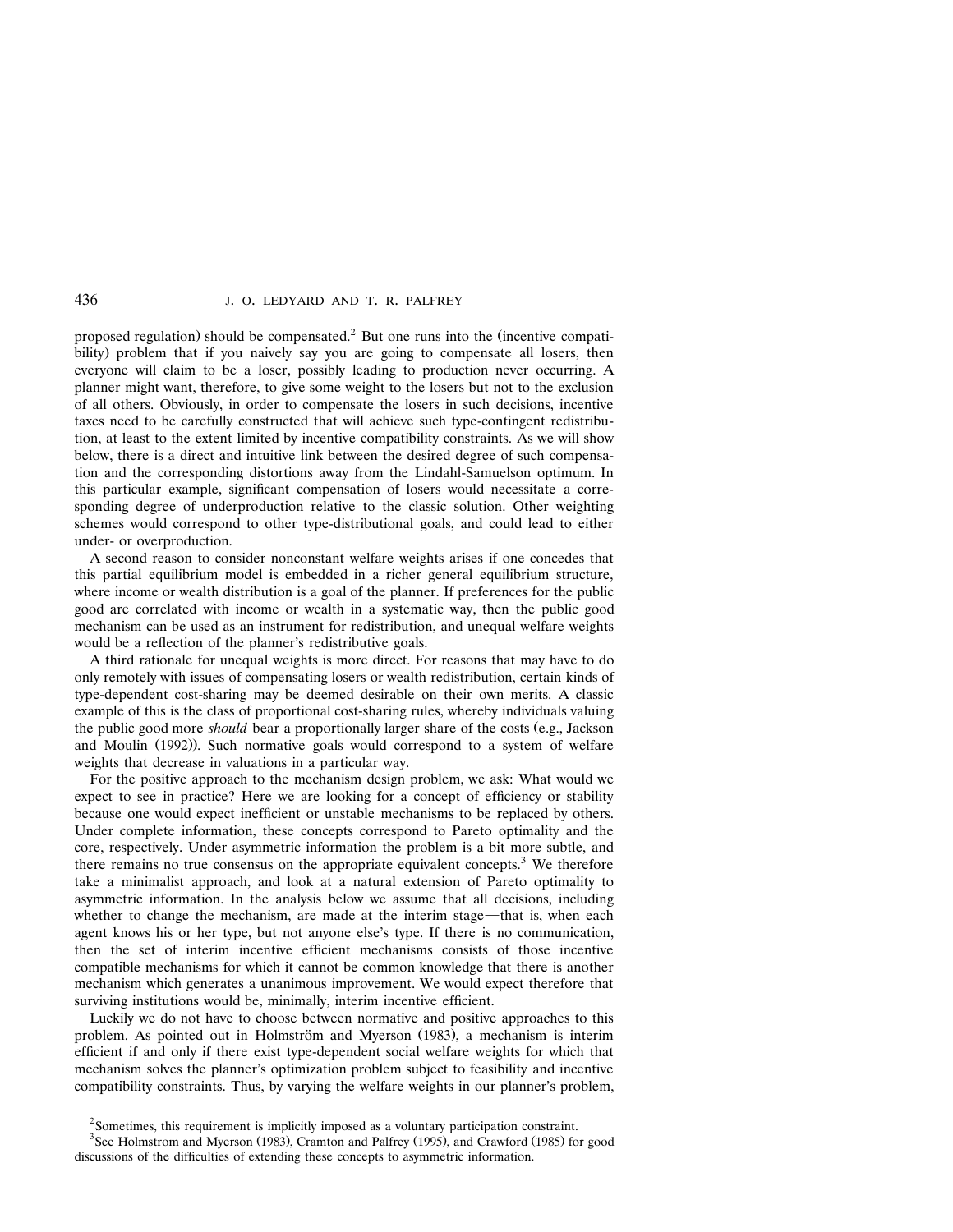proposed regulation) should be compensated.[2] But one runs into the (incentive compatibility) problem that if you naively say you are going to compensate all losers, then everyone will claim to be a loser, possibly leading to production never occurring. A planner might want, therefore, to give some weight to the losers but not to the exclusion of all others. Obviously, in order to compensate the losers in such decisions, incentive taxes need to be carefully constructed that will achieve such type-contingent redistribution, at least to the extent limited by incentive compatibility constraints. As we will show below, there is a direct and intuitive link between the desired degree of such compensation and the corresponding distortions away from the Lindahl-Samuelson optimum. In this particular example, significant compensation of losers would necessitate a corresponding degree of underproduction relative to the classic solution. Other weighting schemes would correspond to other type-distributional goals, and could lead to either under- or overproduction.

A second reason to consider nonconstant welfare weights arises if one concedes that this partial equilibrium model is embedded in a richer general equilibrium structure, where income or wealth distribution is a goal of the planner. If preferences for the public good are correlated with income or wealth in a systematic way, then the public good mechanism can be used as an instrument for redistribution, and unequal welfare weights would be a reflection of the planner's redistributive goals.

A third rationale for unequal weights is more direct. For reasons that may have to do only remotely with issues of compensating losers or wealth redistribution, certain kinds of type-dependent cost-sharing may be deemed desirable on their own merits. A classic example of this is the class of proportional cost-sharing rules, whereby individuals valuing the public good more *should* bear a proportionally larger share of the costs (e.g., Jackson and Moulin (1992)). Such normative goals would correspond to a system of welfare weights that decrease in valuations in a particular way.

For the positive approach to the mechanism design problem, we ask: What would we expect to see in practice? Here we are looking for a concept of efficiency or stability because one would expect inefficient or unstable mechanisms to be replaced by others. Under complete information, these concepts correspond to Pareto optimality and the core, respectively. Under asymmetric information the problem is a bit more subtle, and there remains no true consensus on the appropriate equivalent concepts.[3] We therefore take a minimalist approach, and look at a natural extension of Pareto optimality to asymmetric information. In the analysis below we assume that all decisions, including whether to change the mechanism, are made at the interim stage—that is, when each agent knows his or her type, but not anyone else's type. If there is no communication, then the set of interim incentive efficient mechanisms consists of those incentive compatible mechanisms for which it cannot be common knowledge that there is another mechanism which generates a unanimous improvement. We would expect therefore that surviving institutions would be, minimally, interim incentive efficient.

Luckily we do not have to choose between normative and positive approaches to this problem. As pointed out in Holmström and Myerson (1983), a mechanism is interim efficient if and only if there exist type-dependent social welfare weights for which that mechanism solves the planner's optimization problem subject to feasibility and incentive compatibility constraints. Thus, by varying the welfare weights in our planner's problem,

[2] Sometimes, this requirement is implicitly imposed as a voluntary participation constraint.

[3] See Holmstrom and Myerson (1983), Cramton and Palfrey (1995), and Crawford (1985) for good discussions of the difficulties of extending these concepts to asymmetric information.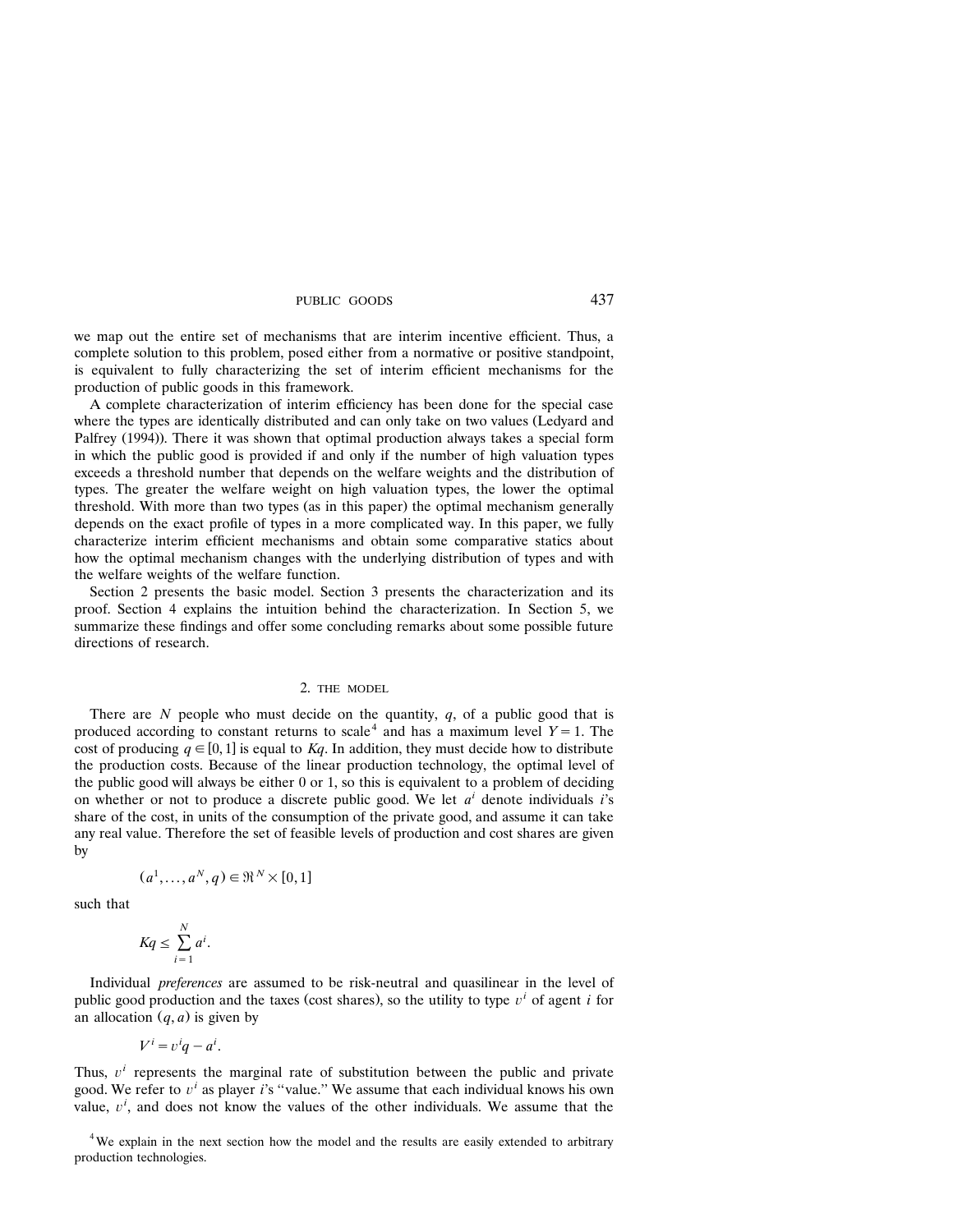we map out the entire set of mechanisms that are interim incentive efficient. Thus, a complete solution to this problem, posed either from a normative or positive standpoint, is equivalent to fully characterizing the set of interim efficient mechanisms for the production of public goods in this framework.

A complete characterization of interim efficiency has been done for the special case where the types are identically distributed and can only take on two values (Ledyard and Palfrey (1994)). There it was shown that optimal production always takes a special form in which the public good is provided if and only if the number of high valuation types exceeds a threshold number that depends on the welfare weights and the distribution of types. The greater the welfare weight on high valuation types, the lower the optimal threshold. With more than two types (as in this paper) the optimal mechanism generally depends on the exact profile of types in a more complicated way. In this paper, we fully characterize interim efficient mechanisms and obtain some comparative statics about how the optimal mechanism changes with the underlying distribution of types and with the welfare weights of the welfare function.

Section 2 presents the basic model. Section 3 presents the characterization and its proof. Section 4 explains the intuition behind the characterization. In Section 5, we summarize these findings and offer some concluding remarks about some possible future directions of research.

## 2. THE MODEL

There are $N$ people who must decide on the quantity, $q$, of a public good that is produced according to constant returns to scale[4] and has a maximum level $Y = 1$. The cost of producing $q \in [0, 1]$ is equal to $Kq$. In addition, they must decide how to distribute the production costs. Because of the linear production technology, the optimal level of the public good will always be either 0 or 1, so this is equivalent to a problem of deciding on whether or not to produce a discrete public good. We let $a^i$ denote individuals $i$'s share of the cost, in units of the consumption of the private good, and assume it can take any real value. Therefore the set of feasible levels of production and cost shares are given by

$$(a^1, \ldots, a^N, q) \in \Re^N \times [0, 1]$$

such that

$$Kq \leq \sum_{i=1}^{N} a^i.$$

Individual *preferences* are assumed to be risk-neutral and quasilinear in the level of public good production and the taxes (cost shares), so the utility to type $v^i$ of agent $i$ for an allocation $(q, a)$ is given by

$$V^i = v^i q - a^i.$$

Thus, $v^i$ represents the marginal rate of substitution between the public and private good. We refer to $v^i$ as player $i$'s "value." We assume that each individual knows his own value, $v^i$, and does not know the values of the other individuals. We assume that the

[4] We explain in the next section how the model and the results are easily extended to arbitrary production technologies.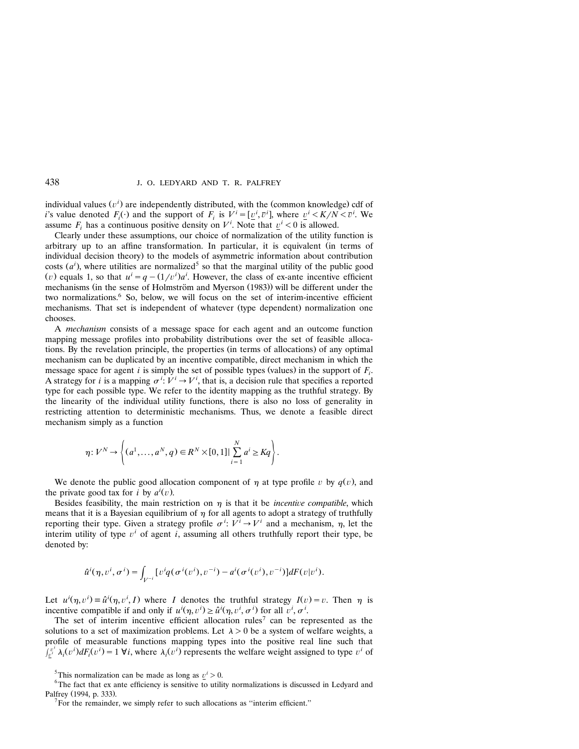individual values ($v^i$) are independently distributed, with the (common knowledge) cdf of $i$'s value denoted $F_i(\cdot)$ and the support of $F_i$ is $V^i = [\underline{v}^i, \bar{v}^i]$, where $\underline{v}^i < K/N < \bar{v}^i$. We assume $F_i$ has a continuous positive density on $V^i$. Note that $\underline{v}^i < 0$ is allowed.

Clearly under these assumptions, our choice of normalization of the utility function is arbitrary up to an affine transformation. In particular, it is equivalent (in terms of individual decision theory) to the models of asymmetric information about contribution costs ($a^i$), where utilities are normalized[5] so that the marginal utility of the public good ($v$) equals 1, so that $u^i = q - (1/v^i)a^i$. However, the class of ex-ante incentive efficient mechanisms (in the sense of Holmström and Myerson (1983)) will be different under the two normalizations.[6] So, below, we will focus on the set of interim-incentive efficient mechanisms. That set is independent of whatever (type dependent) normalization one chooses.

A *mechanism* consists of a message space for each agent and an outcome function mapping message profiles into probability distributions over the set of feasible allocations. By the revelation principle, the properties (in terms of allocations) of any optimal mechanism can be duplicated by an incentive compatible, direct mechanism in which the message space for agent $i$ is simply the set of possible types (values) in the support of $F_i$. A strategy for $i$ is a mapping $\sigma^i: V^i \to V^i$, that is, a decision rule that specifies a reported type for each possible type. We refer to the identity mapping as the truthful strategy. By the linearity of the individual utility functions, there is also no loss of generality in restricting attention to deterministic mechanisms. Thus, we denote a feasible direct mechanism simply as a function

$$\eta: V^N \to \left\{ (a^1, \dots, a^N, q) \in R^N \times [0,1] \,\middle|\, \sum_{i=1}^{N} a^i \geq Kq \right\}.$$

We denote the public good allocation component of $\eta$ at type profile $v$ by $q(v)$, and the private good tax for $i$ by $a^i(v)$.

Besides feasibility, the main restriction on $\eta$ is that it be *incentive compatible*, which means that it is a Bayesian equilibrium of $\eta$ for all agents to adopt a strategy of truthfully reporting their type. Given a strategy profile $\sigma^i: V^i \to V^i$ and a mechanism, $\eta$, let the interim utility of type $v^i$ of agent $i$, assuming all others truthfully report their type, be denoted by:

$$\hat{u}^i(\eta, v^i, \sigma^i) = \int_{V^{-i}} [v^i q(\sigma^i(v^i), v^{-i}) - a^i(\sigma^i(v^i), v^{-i})] dF(v|v^i).$$

Let $u^i(\eta, v^i) \equiv \hat{u}^i(\eta, v^i, I)$ where $I$ denotes the truthful strategy $I(v) = v$. Then $\eta$ is incentive compatible if and only if $u^i(\eta, v^i) \geq \hat{u}^i(\eta, v^i, \sigma^i)$ for all $v^i, \sigma^i$.

The set of interim incentive efficient allocation rules[7] can be represented as the solutions to a set of maximization problems. Let $\lambda > 0$ be a system of welfare weights, a profile of measurable functions mapping types into the positive real line such that $\int_{\underline{v}^i}^{\bar{v}^i} \lambda_i(v^i) dF_i(v^i) = 1 \; \forall i$, where $\lambda_i(v^i)$ represents the welfare weight assigned to type $v^i$ of

[5] This normalization can be made as long as $\underline{v}^i > 0$.

[6] The fact that ex ante efficiency is sensitive to utility normalizations is discussed in Ledyard and Palfrey (1994, p. 333).

[7] For the remainder, we simply refer to such allocations as "interim efficient."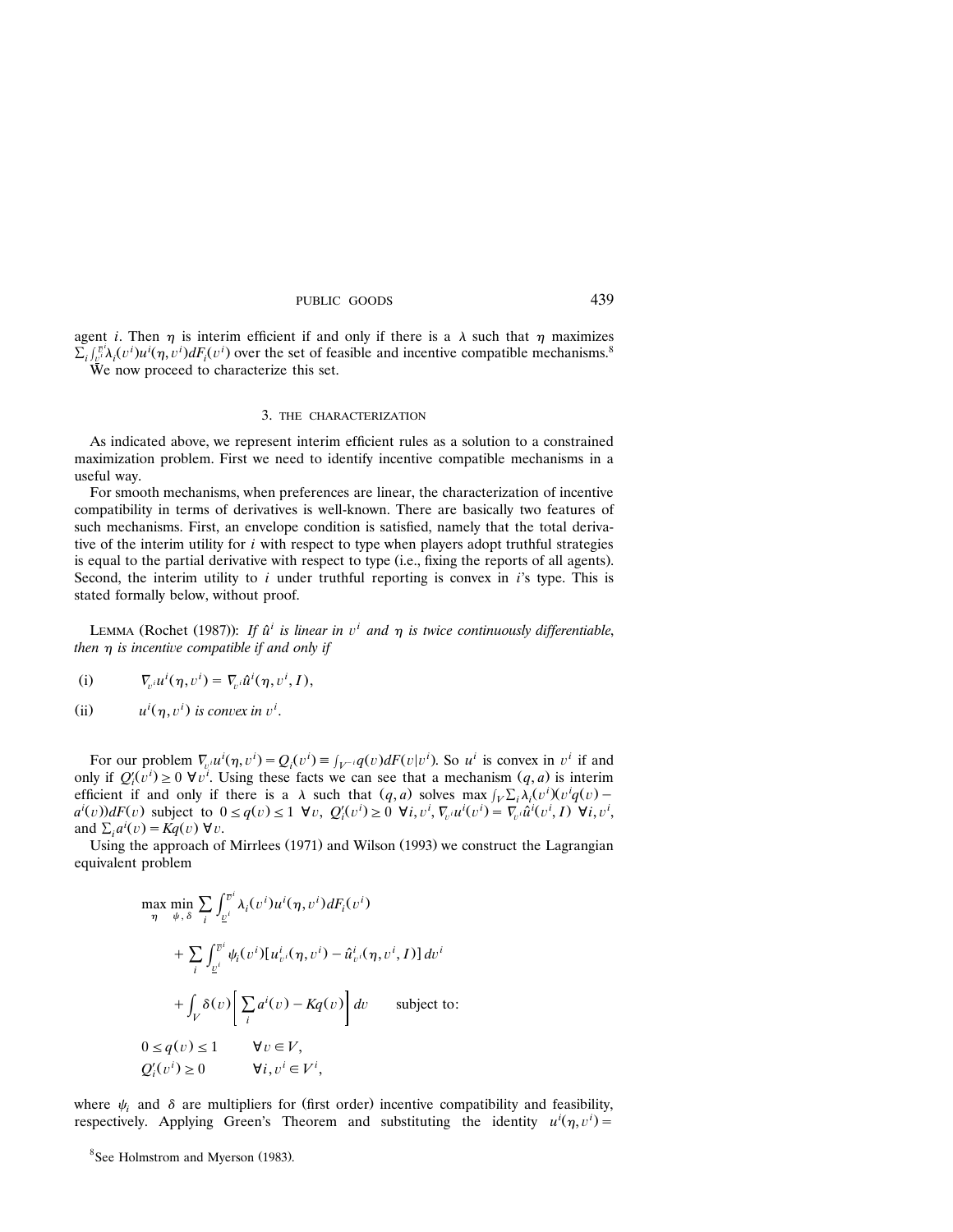agent $i$. Then $\eta$ is interim efficient if and only if there is a $\lambda$ such that $\eta$ maximizes $\sum_i \int_{\underline{v}^i}^{\overline{v}^i} \lambda_i(v^i) u^i(\eta, v^i) dF_i(v^i)$ over the set of feasible and incentive compatible mechanisms.[8]

We now proceed to characterize this set.

## 3. THE CHARACTERIZATION

As indicated above, we represent interim efficient rules as a solution to a constrained maximization problem. First we need to identify incentive compatible mechanisms in a useful way.

For smooth mechanisms, when preferences are linear, the characterization of incentive compatibility in terms of derivatives is well-known. There are basically two features of such mechanisms. First, an envelope condition is satisfied, namely that the total derivative of the interim utility for $i$ with respect to type when players adopt truthful strategies is equal to the partial derivative with respect to type (i.e., fixing the reports of all agents). Second, the interim utility to $i$ under truthful reporting is convex in $i$'s type. This is stated formally below, without proof.

LEMMA (Rochet (1987)): *If $\hat{u}^i$ is linear in $v^i$ and $\eta$ is twice continuously differentiable, then $\eta$ is incentive compatible if and only if*

(i) $\nabla_{v^i} u^i(\eta, v^i) = \nabla_{v^i} \hat{u}^i(\eta, v^i, I)$,

(ii) *$u^i(\eta, v^i)$ is convex in $v^i$.*

For our problem $\nabla_{v^i} u^i(\eta, v^i) = Q_i(v^i) \equiv \int_{V^{-i}} q(v) dF(v \mid v^i)$. So $u^i$ is convex in $v^i$ if and only if $Q_i'(v^i) \geq 0 \ \forall v^i$. Using these facts we can see that a mechanism $(q, a)$ is interim efficient if and only if there is a $\lambda$ such that $(q, a)$ solves $\max \int_V \sum_i \lambda_i(v^i)(v^i q(v) - a^i(v)) dF(v)$ subject to $0 \leq q(v) \leq 1 \ \forall v$, $Q_i'(v^i) \geq 0 \ \forall i, v^i$, $\nabla_{v^i} u^i(v^i) = \nabla_{v^i} \hat{u}^i(v^i, I) \ \forall i, v^i$, and $\sum_i a^i(v) = Kq(v) \ \forall v$.

Using the approach of Mirrlees (1971) and Wilson (1993) we construct the Lagrangian equivalent problem

$$
\begin{aligned}
\max_{\eta} \min_{\psi, \delta} & \sum_i \int_{\underline{v}^i}^{\overline{v}^i} \lambda_i(v^i) u^i(\eta, v^i) dF_i(v^i) \\
& + \sum_i \int_{\underline{v}^i}^{\overline{v}^i} \psi_i(v^i) [u^i_{v^i}(\eta, v^i) - \hat{u}^i_{v^i}(\eta, v^i, I)] \, dv^i \\
& + \int_V \delta(v) \left[ \sum_i a^i(v) - Kq(v) \right] dv \qquad \text{subject to:} \\
& 0 \leq q(v) \leq 1 \qquad \forall v \in V, \\
& Q_i'(v^i) \geq 0 \qquad \forall i, v^i \in V^i,
\end{aligned}
$$

where $\psi_i$ and $\delta$ are multipliers for (first order) incentive compatibility and feasibility, respectively. Applying Green's Theorem and substituting the identity $u^i(\eta, v^i) =$

[8] See Holmstrom and Myerson (1983).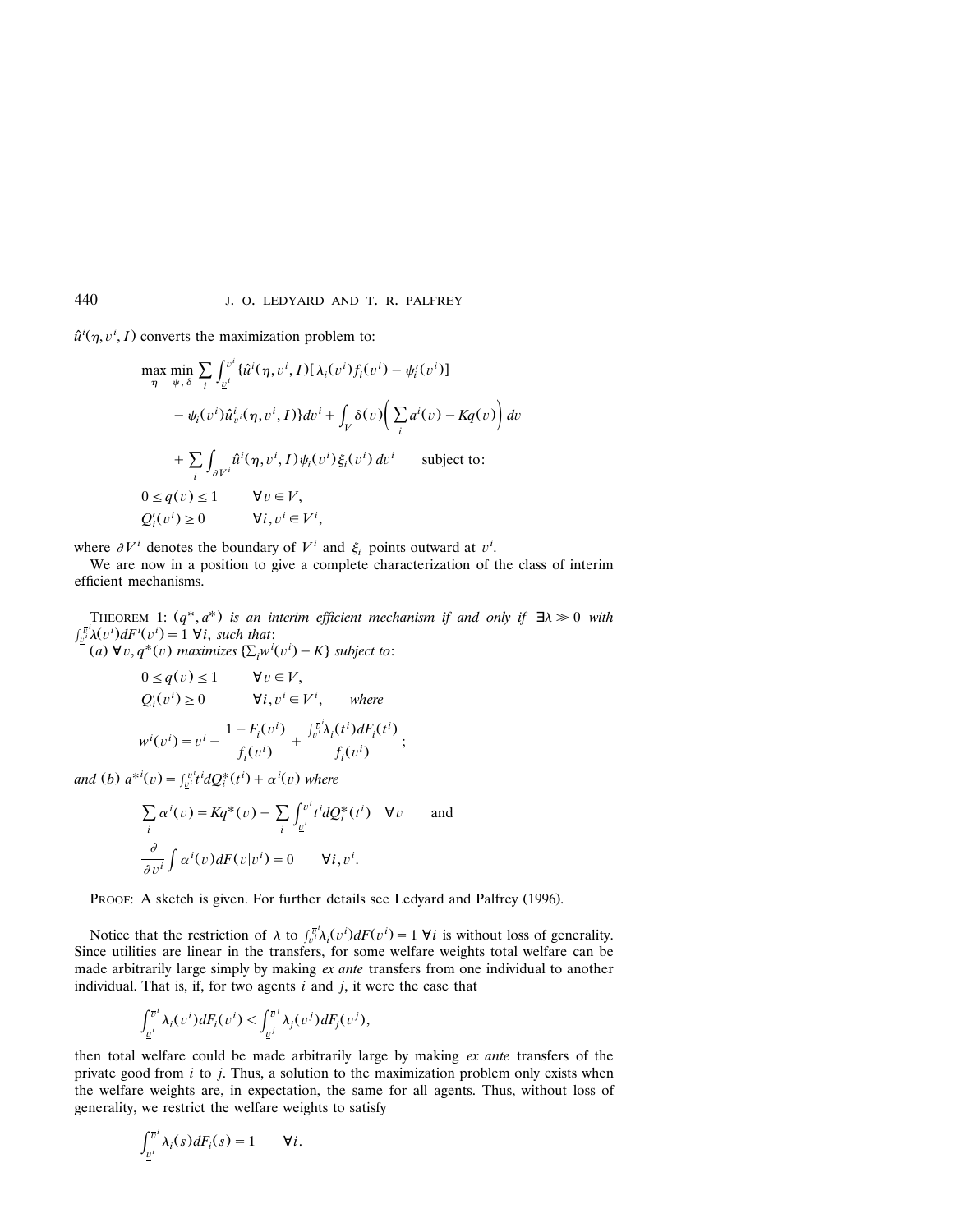$\hat{u}^i(\eta, v^i, I)$ converts the maximization problem to:

$$\max_{\eta} \min_{\psi, \delta} \sum_i \int_{\underline{v}^i}^{\overline{v}^i} \{\hat{u}^i(\eta, v^i, I)[\lambda_i(v^i) f_i(v^i) - \psi_i'(v^i)]$$

$$- \psi_i(v^i) \hat{u}^i_{v^i}(\eta, v^i, I)\} dv^i + \int_V \delta(v) \left( \sum_i a^i(v) - Kq(v) \right) dv$$

$$+ \sum_i \int_{\partial V^i} \hat{u}^i(\eta, v^i, I) \psi_i(v^i) \xi_i(v^i)\, dv^i \qquad \text{subject to:}$$

$$0 \leq q(v) \leq 1 \qquad \forall v \in V,$$

$$Q_i'(v^i) \geq 0 \qquad \forall i, v^i \in V^i,$$

where $\partial V^i$ denotes the boundary of $V^i$ and $\xi_i$ points outward at $v^i$.

We are now in a position to give a complete characterization of the class of interim efficient mechanisms.

THEOREM 1: $(q^*, a^*)$ *is an interim efficient mechanism if and only if* $\exists \lambda \gg 0$ *with* $\int_{\underline{v}^i}^{\overline{v}^i} \lambda(v^i) dF^i(v^i) = 1\ \forall i$, *such that*:
(*a*) $\forall v, q^*(v)$ *maximizes* $\{\sum_i w^i(v^i) - K\}$ *subject to*:

$$0 \leq q(v) \leq 1 \qquad \forall v \in V,$$

$$Q_i'(v^i) \geq 0 \qquad \forall i, v^i \in V^i, \qquad \textit{where}$$

$$w^i(v^i) = v^i - \frac{1 - F_i(v^i)}{f_i(v^i)} + \frac{\int_{v^i}^{\overline{v}^i} \lambda_i(t^i) dF_i(t^i)}{f_i(v^i)};$$

*and* (*b*) $a^{*i}(v) = \int_{\underline{v}^i}^{v^i} t^i dQ_i^*(t^i) + \alpha^i(v)$ *where*

$$\sum_i \alpha^i(v) = Kq^*(v) - \sum_i \int_{\underline{v}^i}^{v^i} t^i dQ_i^*(t^i) \quad \forall v \qquad \text{and}$$

$$\frac{\partial}{\partial v^i} \int \alpha^i(v) dF(v | v^i) = 0 \qquad \forall i, v^i.$$

PROOF: A sketch is given. For further details see Ledyard and Palfrey (1996).

Notice that the restriction of $\lambda$ to $\int_{\underline{v}^i}^{\overline{v}^i} \lambda_i(v^i) dF(v^i) = 1\ \forall i$ is without loss of generality. Since utilities are linear in the transfers, for some welfare weights total welfare can be made arbitrarily large simply by making *ex ante* transfers from one individual to another individual. That is, if, for two agents $i$ and $j$, it were the case that

$$\int_{\underline{v}^i}^{\overline{v}^i} \lambda_i(v^i) dF_i(v^i) < \int_{\underline{v}^j}^{\overline{v}^j} \lambda_j(v^j) dF_j(v^j),$$

then total welfare could be made arbitrarily large by making *ex ante* transfers of the private good from $i$ to $j$. Thus, a solution to the maximization problem only exists when the welfare weights are, in expectation, the same for all agents. Thus, without loss of generality, we restrict the welfare weights to satisfy

$$\int_{\underline{v}^i}^{\overline{v}^i} \lambda_i(s) dF_i(s) = 1 \qquad \forall i.$$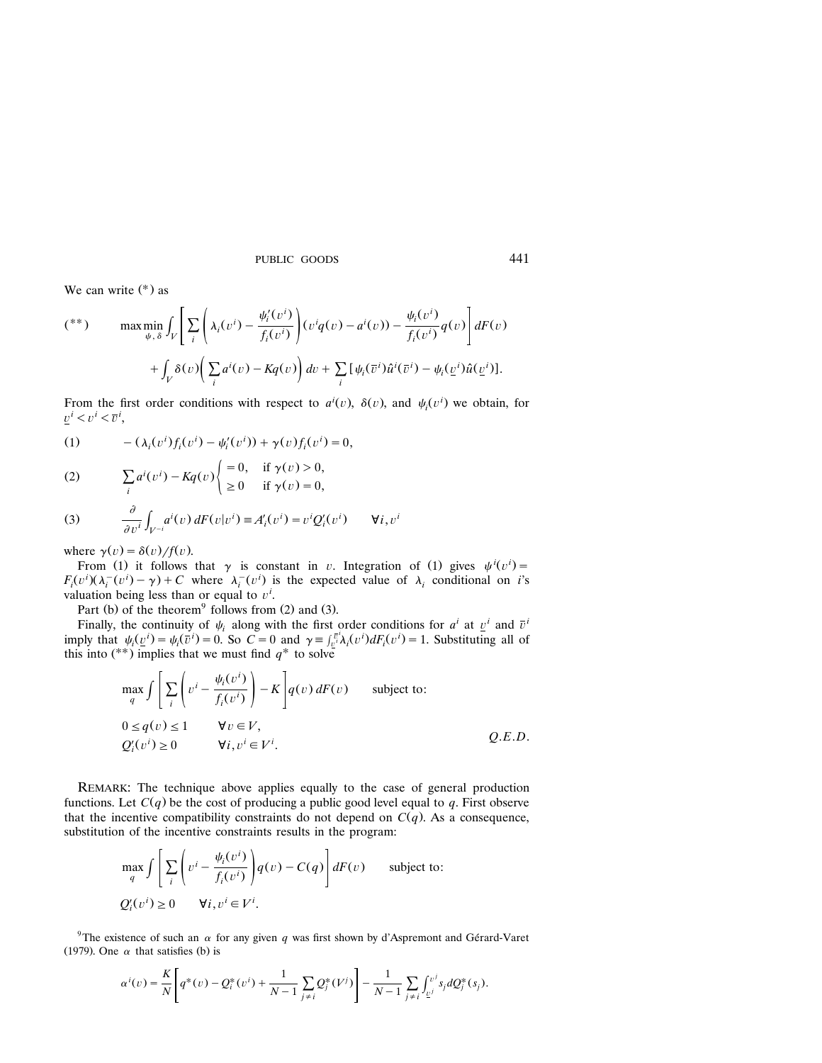We can write (*) as

$$(**) \qquad \max_{q} \min_{\psi,\, \delta} \int_V \left[ \sum_i \left( \lambda_i(v^i) - \frac{\psi_i'(v^i)}{f_i(v^i)} \right) (v^i q(v) - a^i(v)) - \frac{\psi_i(v^i)}{f_i(v^i)} q(v) \right] dF(v)$$

$$+ \int_V \delta(v) \left( \sum_i a^i(v) - K q(v) \right) dv + \sum_i [\psi_i(\bar{v}^i) \hat{u}^i(\bar{v}^i) - \psi_i(\underline{v}^i) \hat{u}(\underline{v}^i)].$$

From the first order conditions with respect to $a^i(v)$, $\delta(v)$, and $\psi_i(v^i)$ we obtain, for $\underline{v}^i < v^i < \bar{v}^i$,

$$(1) \qquad -(\lambda_i(v^i) f_i(v^i) - \psi_i'(v^i)) + \gamma(v) f_i(v^i) = 0,$$

$$(2) \qquad \sum_i a^i(v^i) - K q(v) \begin{cases} = 0, & \text{if } \gamma(v) > 0, \\ \geq 0 & \text{if } \gamma(v) = 0, \end{cases}$$

$$(3) \qquad \frac{\partial}{\partial v^i} \int_{V^{-i}} a^i(v)\, dF(v \mid v^i) \equiv A_i'(v^i) = v^i Q_i'(v^i) \qquad \forall i, v^i$$

where $\gamma(v) = \delta(v)/f(v)$.

From (1) it follows that $\gamma$ is constant in $v$. Integration of (1) gives $\psi^i(v^i) = F_i(v^i)(\lambda_i^-(v^i) - \gamma) + C$ where $\lambda_i^-(v^i)$ is the expected value of $\lambda_i$ conditional on $i$'s valuation being less than or equal to $v^i$.

Part (b) of the theorem[9] follows from (2) and (3).

Finally, the continuity of $\psi_i$ along with the first order conditions for $a^i$ at $\underline{v}^i$ and $\bar{v}^i$ imply that $\psi_i(\underline{v}^i) = \psi_i(\bar{v}^i) = 0$. So $C = 0$ and $\gamma \equiv \int_{\underline{v}^i}^{\bar{v}^i} \lambda_i(v^i) dF_i(v^i) = 1$. Substituting all of this into (**) implies that we must find $q^*$ to solve

$$\max_q \int \left[ \sum_i \left( v^i - \frac{\psi_i(v^i)}{f_i(v^i)} \right) - K \right] q(v)\, dF(v) \qquad \text{subject to:}$$

$$0 \leq q(v) \leq 1 \qquad \forall v \in V,$$

$$Q_i'(v^i) \geq 0 \qquad \forall i, v^i \in V^i. \qquad \qquad Q.E.D.$$

REMARK: The technique above applies equally to the case of general production functions. Let $C(q)$ be the cost of producing a public good level equal to $q$. First observe that the incentive compatibility constraints do not depend on $C(q)$. As a consequence, substitution of the incentive constraints results in the program:

$$\max_q \int \left[ \sum_i \left( v^i - \frac{\psi_i(v^i)}{f_i(v^i)} \right) q(v) - C(q) \right] dF(v) \qquad \text{subject to:}$$

$$Q_i'(v^i) \geq 0 \qquad \forall i, v^i \in V^i.$$

[9] The existence of such an $\alpha$ for any given $q$ was first shown by d'Aspremont and Gérard-Varet (1979). One $\alpha$ that satisfies (b) is

$$\alpha^i(v) = \frac{K}{N} \left[ q^*(v) - Q_i^*(v^i) + \frac{1}{N-1} \sum_{j \neq i} Q_j^*(V^j) \right] - \frac{1}{N-1} \sum_{j \neq i} \int_{\underline{v}^j}^{v^j} s_j\, dQ_j^*(s_j).$$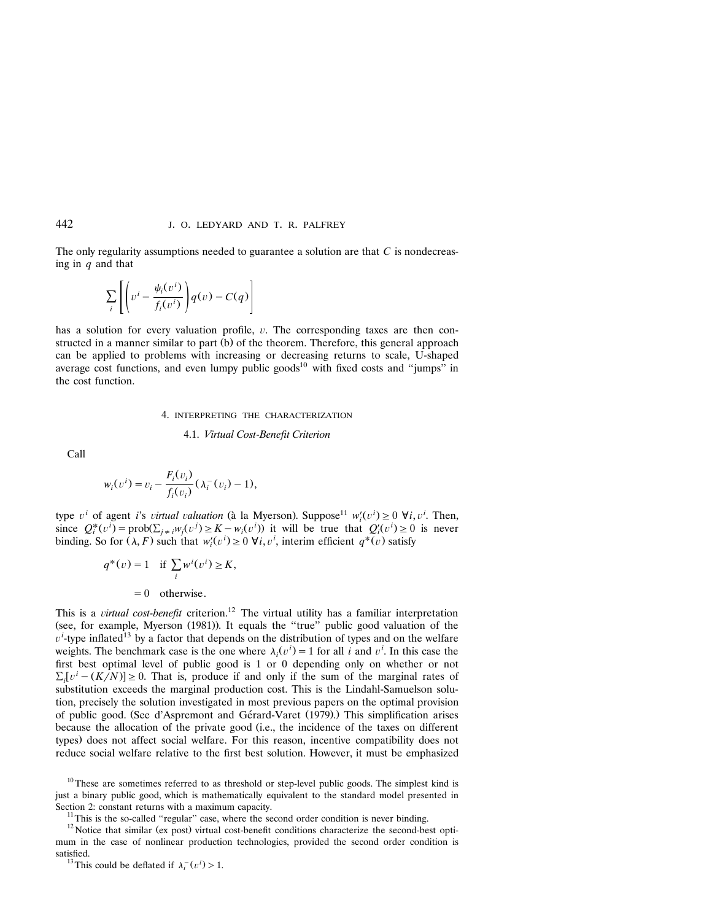The only regularity assumptions needed to guarantee a solution are that $C$ is nondecreasing in $q$ and that

$$\sum_i \left[ \left( v^i - \frac{\psi_i(v^i)}{f_i(v^i)} \right) q(v) - C(q) \right]$$

has a solution for every valuation profile, $v$. The corresponding taxes are then constructed in a manner similar to part (b) of the theorem. Therefore, this general approach can be applied to problems with increasing or decreasing returns to scale, U-shaped average cost functions, and even lumpy public goods[10] with fixed costs and "jumps" in the cost function.

## 4. INTERPRETING THE CHARACTERIZATION

### 4.1. *Virtual Cost-Benefit Criterion*

Call

$$w_i(v^i) = v_i - \frac{F_i(v_i)}{f_i(v_i)}(\lambda_i^-(v_i) - 1),$$

type $v^i$ of agent $i$'s *virtual valuation* (à la Myerson). Suppose[11] $w_i'(v^i) \geq 0 \ \forall i, v^i$. Then, since $Q_i^*(v^i) = \text{prob}(\sum_{j \neq i} w_j(v^j) \geq K - w_i(v^i))$ it will be true that $Q_i'(v^i) \geq 0$ is never binding. So for $(\lambda, F)$ such that $w_i'(v^i) \geq 0 \ \forall i, v^i$, interim efficient $q^*(v)$ satisfy

$$\begin{aligned} q^*(v) &= 1 \quad \text{if } \sum_i w^i(v^i) \geq K, \\ &= 0 \quad \text{otherwise}. \end{aligned}$$

This is a *virtual cost-benefit* criterion.[12] The virtual utility has a familiar interpretation (see, for example, Myerson (1981)). It equals the "true" public good valuation of the $v^i$-type inflated[13] by a factor that depends on the distribution of types and on the welfare weights. The benchmark case is the one where $\lambda_i(v^i) = 1$ for all $i$ and $v^i$. In this case the first best optimal level of public good is 1 or 0 depending only on whether or not $\sum_i [v^i - (K/N)] \geq 0$. That is, produce if and only if the sum of the marginal rates of substitution exceeds the marginal production cost. This is the Lindahl-Samuelson solution, precisely the solution investigated in most previous papers on the optimal provision of public good. (See d'Aspremont and Gérard-Varet (1979).) This simplification arises because the allocation of the private good (i.e., the incidence of the taxes on different types) does not affect social welfare. For this reason, incentive compatibility does not reduce social welfare relative to the first best solution. However, it must be emphasized

[10] These are sometimes referred to as threshold or step-level public goods. The simplest kind is just a binary public good, which is mathematically equivalent to the standard model presented in Section 2: constant returns with a maximum capacity.

[11] This is the so-called "regular" case, where the second order condition is never binding.

[12] Notice that similar (ex post) virtual cost-benefit conditions characterize the second-best optimum in the case of nonlinear production technologies, provided the second order condition is satisfied.

[13] This could be deflated if $\lambda_i^-(v^i) > 1$.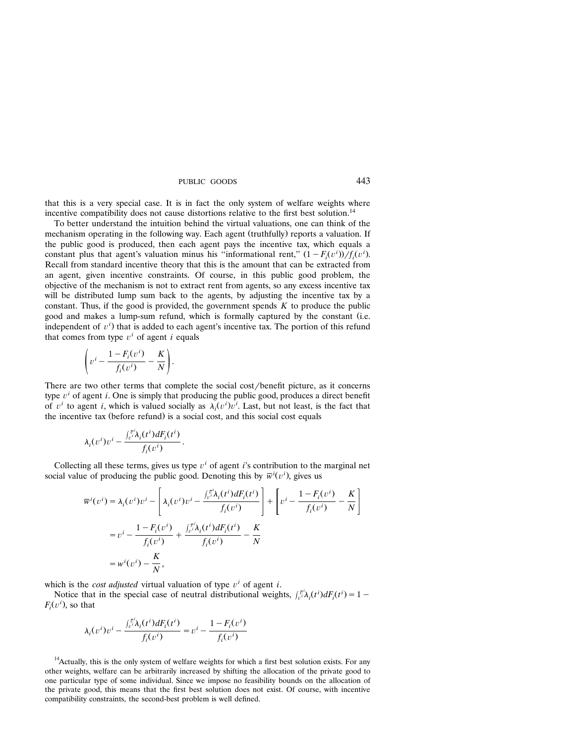that this is a very special case. It is in fact the only system of welfare weights where incentive compatibility does not cause distortions relative to the first best solution.[14]

To better understand the intuition behind the virtual valuations, one can think of the mechanism operating in the following way. Each agent (truthfully) reports a valuation. If the public good is produced, then each agent pays the incentive tax, which equals a constant plus that agent's valuation minus his "informational rent," $(1 - F_i(v^i))/f_i(v^i)$. Recall from standard incentive theory that this is the amount that can be extracted from an agent, given incentive constraints. Of course, in this public good problem, the objective of the mechanism is not to extract rent from agents, so any excess incentive tax will be distributed lump sum back to the agents, by adjusting the incentive tax by a constant. Thus, if the good is provided, the government spends $K$ to produce the public good and makes a lump-sum refund, which is formally captured by the constant (i.e. independent of $v^i$) that is added to each agent's incentive tax. The portion of this refund that comes from type $v^i$ of agent $i$ equals

$$\left( v^i - \frac{1 - F_i(v^i)}{f_i(v^i)} - \frac{K}{N} \right).$$

There are two other terms that complete the social cost/benefit picture, as it concerns type $v^i$ of agent $i$. One is simply that producing the public good, produces a direct benefit of $v^i$ to agent $i$, which is valued socially as $\lambda_i(v^i)v^i$. Last, but not least, is the fact that the incentive tax (before refund) is a social cost, and this social cost equals

$$\lambda_i(v^i)v^i - \frac{\int_{v^i}^{\bar{v}^i} \lambda_i(t^i)\, dF_i(t^i)}{f_i(v^i)}.$$

Collecting all these terms, gives us type $v^i$ of agent $i$'s contribution to the marginal net social value of producing the public good. Denoting this by $\overline{w}^i(v^i)$, gives us

$$\begin{aligned}
\overline{w}^i(v^i) &= \lambda_i(v^i)v^i - \left[ \lambda_i(v^i)v^i - \frac{\int_{v^i}^{\bar{v}^i} \lambda_i(t^i)\, dF_i(t^i)}{f_i(v^i)} \right] + \left[ v^i - \frac{1 - F_i(v^i)}{f_i(v^i)} - \frac{K}{N} \right] \\
&= v^i - \frac{1 - F_i(v^i)}{f_i(v^i)} + \frac{\int_{v^i}^{\bar{v}^i} \lambda_i(t^i)\, dF_i(t^i)}{f_i(v^i)} - \frac{K}{N} \\
&= w^i(v^i) - \frac{K}{N},
\end{aligned}$$

which is the *cost adjusted* virtual valuation of type $v^i$ of agent $i$.

Notice that in the special case of neutral distributional weights, $\int_{v^i}^{\bar{v}^i} \lambda_i(t^i)\, dF_i(t^i) = 1 - F_i(v^i)$, so that

$$\lambda_i(v^i)v^i - \frac{\int_{v^i}^{\bar{v}^i} \lambda_i(t^i)\, dF_i(t^i)}{f_i(v^i)} = v^i - \frac{1 - F_i(v^i)}{f_i(v^i)}$$

[14] Actually, this is the only system of welfare weights for which a first best solution exists. For any other weights, welfare can be arbitrarily increased by shifting the allocation of the private good to one particular type of some individual. Since we impose no feasibility bounds on the allocation of the private good, this means that the first best solution does not exist. Of course, with incentive compatibility constraints, the second-best problem is well defined.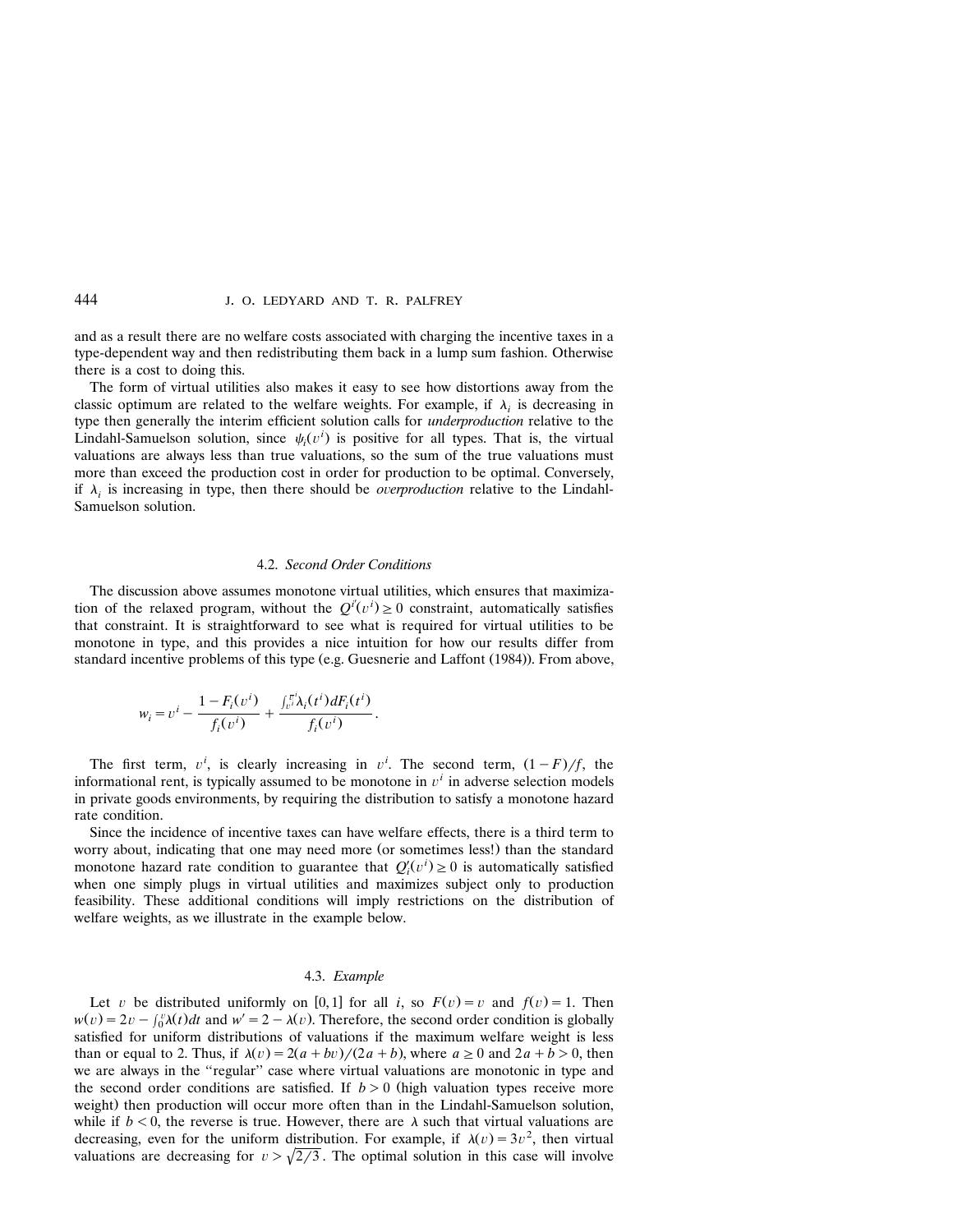and as a result there are no welfare costs associated with charging the incentive taxes in a type-dependent way and then redistributing them back in a lump sum fashion. Otherwise there is a cost to doing this.

The form of virtual utilities also makes it easy to see how distortions away from the classic optimum are related to the welfare weights. For example, if $\lambda_i$ is decreasing in type then generally the interim efficient solution calls for *underproduction* relative to the Lindahl-Samuelson solution, since $\psi_i(v^i)$ is positive for all types. That is, the virtual valuations are always less than true valuations, so the sum of the true valuations must more than exceed the production cost in order for production to be optimal. Conversely, if $\lambda_i$ is increasing in type, then there should be *overproduction* relative to the Lindahl-Samuelson solution.

### 4.2. *Second Order Conditions*

The discussion above assumes monotone virtual utilities, which ensures that maximization of the relaxed program, without the $Q^{i'}(v^i) \geq 0$ constraint, automatically satisfies that constraint. It is straightforward to see what is required for virtual utilities to be monotone in type, and this provides a nice intuition for how our results differ from standard incentive problems of this type (e.g. Guesnerie and Laffont (1984)). From above,

$$w_i = v^i - \frac{1 - F_i(v^i)}{f_i(v^i)} + \frac{\int_{v^i}^{\overline{v}^i} \lambda_i(t^i) dF_i(t^i)}{f_i(v^i)}.$$

The first term, $v^i$, is clearly increasing in $v^i$. The second term, $(1-F)/f$, the informational rent, is typically assumed to be monotone in $v^i$ in adverse selection models in private goods environments, by requiring the distribution to satisfy a monotone hazard rate condition.

Since the incidence of incentive taxes can have welfare effects, there is a third term to worry about, indicating that one may need more (or sometimes less!) than the standard monotone hazard rate condition to guarantee that $Q_i'(v^i) \geq 0$ is automatically satisfied when one simply plugs in virtual utilities and maximizes subject only to production feasibility. These additional conditions will imply restrictions on the distribution of welfare weights, as we illustrate in the example below.

### 4.3. *Example*

Let $v$ be distributed uniformly on $[0,1]$ for all $i$, so $F(v) = v$ and $f(v) = 1$. Then $w(v) = 2v - \int_0^v \lambda(t) dt$ and $w' = 2 - \lambda(v)$. Therefore, the second order condition is globally satisfied for uniform distributions of valuations if the maximum welfare weight is less than or equal to 2. Thus, if $\lambda(v) = 2(a + bv)/(2a + b)$, where $a \geq 0$ and $2a + b > 0$, then we are always in the "regular" case where virtual valuations are monotonic in type and the second order conditions are satisfied. If $b > 0$ (high valuation types receive more weight) then production will occur more often than in the Lindahl-Samuelson solution, while if $b < 0$, the reverse is true. However, there are $\lambda$ such that virtual valuations are decreasing, even for the uniform distribution. For example, if $\lambda(v) = 3v^2$, then virtual valuations are decreasing for $v > \sqrt{2/3}$. The optimal solution in this case will involve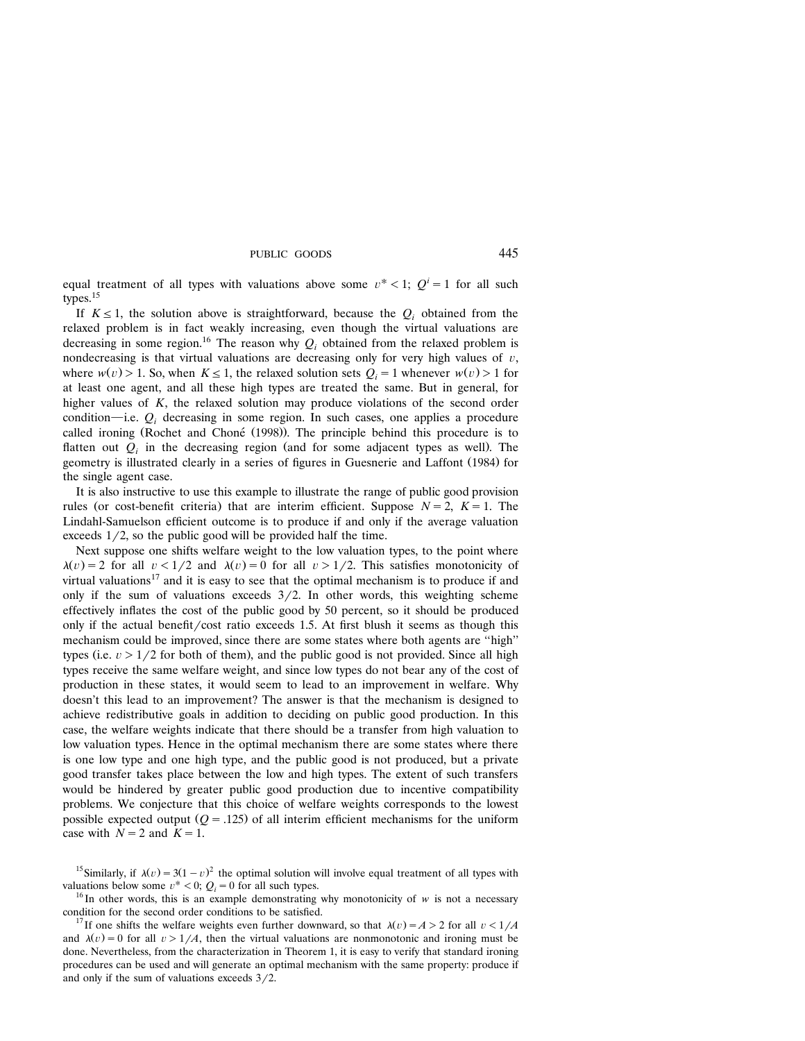equal treatment of all types with valuations above some $v^* < 1$; $Q^i = 1$ for all such types.[15]

If $K \leq 1$, the solution above is straightforward, because the $Q_i$ obtained from the relaxed problem is in fact weakly increasing, even though the virtual valuations are decreasing in some region.[16] The reason why $Q_i$ obtained from the relaxed problem is nondecreasing is that virtual valuations are decreasing only for very high values of $v$, where $w(v) > 1$. So, when $K \leq 1$, the relaxed solution sets $Q_i = 1$ whenever $w(v) > 1$ for at least one agent, and all these high types are treated the same. But in general, for higher values of $K$, the relaxed solution may produce violations of the second order condition—i.e. $Q_i$ decreasing in some region. In such cases, one applies a procedure called ironing (Rochet and Choné (1998)). The principle behind this procedure is to flatten out $Q_i$ in the decreasing region (and for some adjacent types as well). The geometry is illustrated clearly in a series of figures in Guesnerie and Laffont (1984) for the single agent case.

It is also instructive to use this example to illustrate the range of public good provision rules (or cost-benefit criteria) that are interim efficient. Suppose $N = 2$, $K = 1$. The Lindahl-Samuelson efficient outcome is to produce if and only if the average valuation exceeds $1/2$, so the public good will be provided half the time.

Next suppose one shifts welfare weight to the low valuation types, to the point where $\lambda(v) = 2$ for all $v < 1/2$ and $\lambda(v) = 0$ for all $v > 1/2$. This satisfies monotonicity of virtual valuations[17] and it is easy to see that the optimal mechanism is to produce if and only if the sum of valuations exceeds $3/2$. In other words, this weighting scheme effectively inflates the cost of the public good by 50 percent, so it should be produced only if the actual benefit/cost ratio exceeds 1.5. At first blush it seems as though this mechanism could be improved, since there are some states where both agents are "high" types (i.e. $v > 1/2$ for both of them), and the public good is not provided. Since all high types receive the same welfare weight, and since low types do not bear any of the cost of production in these states, it would seem to lead to an improvement in welfare. Why doesn't this lead to an improvement? The answer is that the mechanism is designed to achieve redistributive goals in addition to deciding on public good production. In this case, the welfare weights indicate that there should be a transfer from high valuation to low valuation types. Hence in the optimal mechanism there are some states where there is one low type and one high type, and the public good is not produced, but a private good transfer takes place between the low and high types. The extent of such transfers would be hindered by greater public good production due to incentive compatibility problems. We conjecture that this choice of welfare weights corresponds to the lowest possible expected output ($Q = .125$) of all interim efficient mechanisms for the uniform case with $N = 2$ and $K = 1$.

[15] Similarly, if $\lambda(v) = 3(1 - v)^2$ the optimal solution will involve equal treatment of all types with valuations below some $v^* < 0$; $Q_i = 0$ for all such types.

[16] In other words, this is an example demonstrating why monotonicity of $w$ is not a necessary condition for the second order conditions to be satisfied.

[17] If one shifts the welfare weights even further downward, so that $\lambda(v) = A > 2$ for all $v < 1/A$ and $\lambda(v) = 0$ for all $v > 1/A$, then the virtual valuations are nonmonotonic and ironing must be done. Nevertheless, from the characterization in Theorem 1, it is easy to verify that standard ironing procedures can be used and will generate an optimal mechanism with the same property: produce if and only if the sum of valuations exceeds $3/2$.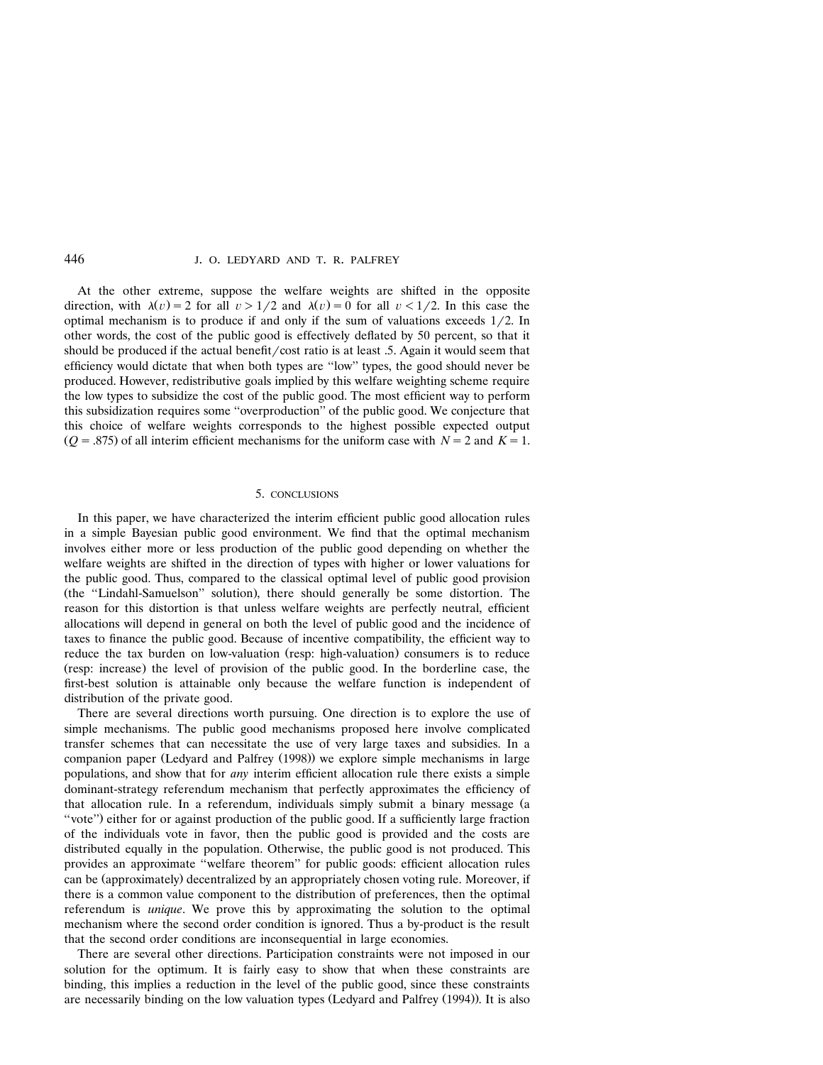At the other extreme, suppose the welfare weights are shifted in the opposite direction, with $\lambda(v) = 2$ for all $v > 1/2$ and $\lambda(v) = 0$ for all $v < 1/2$. In this case the optimal mechanism is to produce if and only if the sum of valuations exceeds $1/2$. In other words, the cost of the public good is effectively deflated by 50 percent, so that it should be produced if the actual benefit/cost ratio is at least .5. Again it would seem that efficiency would dictate that when both types are "low" types, the good should never be produced. However, redistributive goals implied by this welfare weighting scheme require the low types to subsidize the cost of the public good. The most efficient way to perform this subsidization requires some "overproduction" of the public good. We conjecture that this choice of welfare weights corresponds to the highest possible expected output ($Q = .875$) of all interim efficient mechanisms for the uniform case with $N = 2$ and $K = 1$.

## 5. CONCLUSIONS

In this paper, we have characterized the interim efficient public good allocation rules in a simple Bayesian public good environment. We find that the optimal mechanism involves either more or less production of the public good depending on whether the welfare weights are shifted in the direction of types with higher or lower valuations for the public good. Thus, compared to the classical optimal level of public good provision (the "Lindahl-Samuelson" solution), there should generally be some distortion. The reason for this distortion is that unless welfare weights are perfectly neutral, efficient allocations will depend in general on both the level of public good and the incidence of taxes to finance the public good. Because of incentive compatibility, the efficient way to reduce the tax burden on low-valuation (resp: high-valuation) consumers is to reduce (resp: increase) the level of provision of the public good. In the borderline case, the first-best solution is attainable only because the welfare function is independent of distribution of the private good.

There are several directions worth pursuing. One direction is to explore the use of simple mechanisms. The public good mechanisms proposed here involve complicated transfer schemes that can necessitate the use of very large taxes and subsidies. In a companion paper (Ledyard and Palfrey (1998)) we explore simple mechanisms in large populations, and show that for *any* interim efficient allocation rule there exists a simple dominant-strategy referendum mechanism that perfectly approximates the efficiency of that allocation rule. In a referendum, individuals simply submit a binary message (a "vote") either for or against production of the public good. If a sufficiently large fraction of the individuals vote in favor, then the public good is provided and the costs are distributed equally in the population. Otherwise, the public good is not produced. This provides an approximate "welfare theorem" for public goods: efficient allocation rules can be (approximately) decentralized by an appropriately chosen voting rule. Moreover, if there is a common value component to the distribution of preferences, then the optimal referendum is *unique*. We prove this by approximating the solution to the optimal mechanism where the second order condition is ignored. Thus a by-product is the result that the second order conditions are inconsequential in large economies.

There are several other directions. Participation constraints were not imposed in our solution for the optimum. It is fairly easy to show that when these constraints are binding, this implies a reduction in the level of the public good, since these constraints are necessarily binding on the low valuation types (Ledyard and Palfrey (1994)). It is also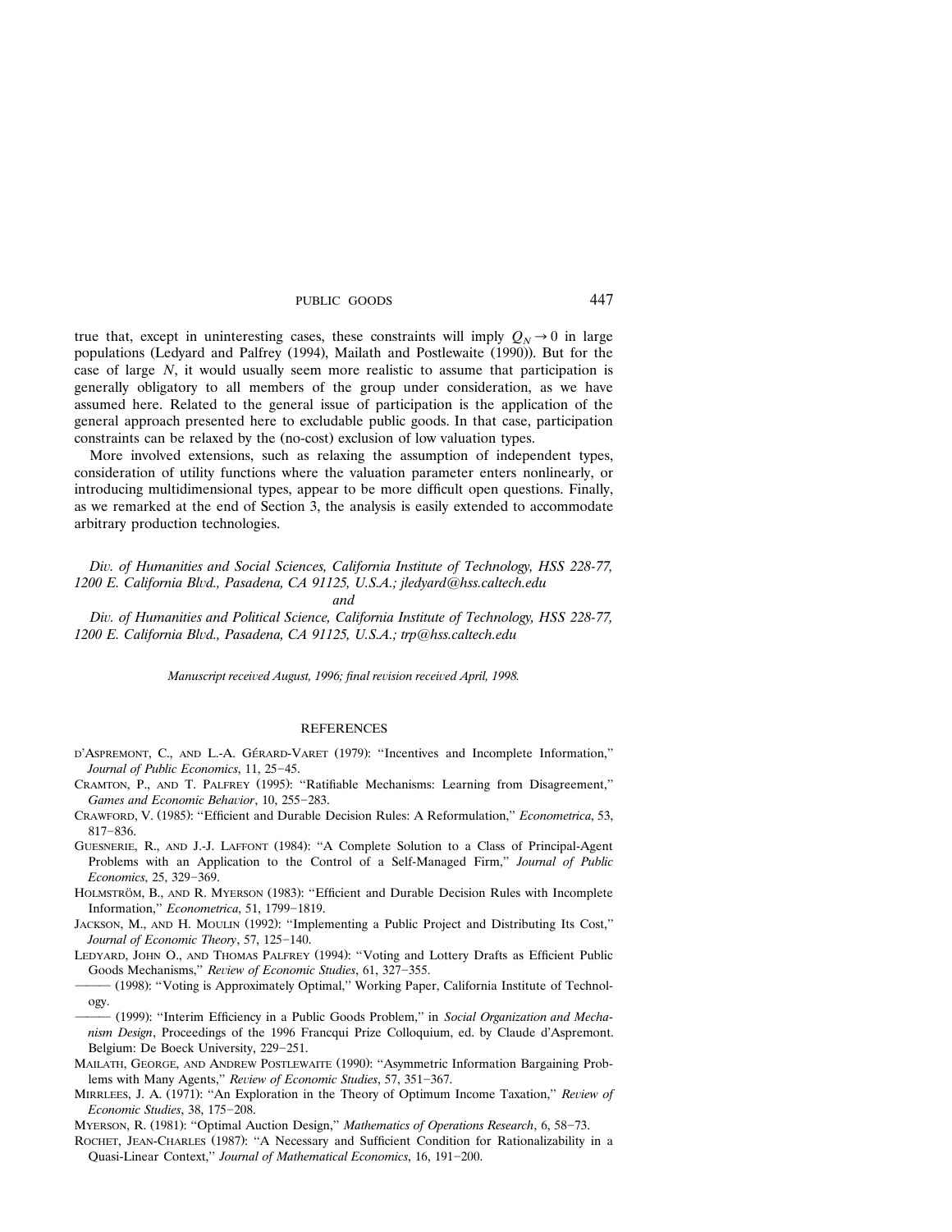true that, except in uninteresting cases, these constraints will imply $Q_N \to 0$ in large populations (Ledyard and Palfrey (1994), Mailath and Postlewaite (1990)). But for the case of large $N$, it would usually seem more realistic to assume that participation is generally obligatory to all members of the group under consideration, as we have assumed here. Related to the general issue of participation is the application of the general approach presented here to excludable public goods. In that case, participation constraints can be relaxed by the (no-cost) exclusion of low valuation types.

More involved extensions, such as relaxing the assumption of independent types, consideration of utility functions where the valuation parameter enters nonlinearly, or introducing multidimensional types, appear to be more difficult open questions. Finally, as we remarked at the end of Section 3, the analysis is easily extended to accommodate arbitrary production technologies.

*Div. of Humanities and Social Sciences, California Institute of Technology, HSS 228-77, 1200 E. California Blvd., Pasadena, CA 91125, U.S.A.; jledyard@hss.caltech.edu*

*and*

*Div. of Humanities and Political Science, California Institute of Technology, HSS 228-77, 1200 E. California Blvd., Pasadena, CA 91125, U.S.A.; trp@hss.caltech.edu*

*Manuscript received August, 1996; final revision received April, 1998.*

## REFERENCES

D'ASPREMONT, C., AND L.-A. GÉRARD-VARET (1979): "Incentives and Incomplete Information," *Journal of Public Economics*, 11, 25–45.

CRAMTON, P., AND T. PALFREY (1995): "Ratifiable Mechanisms: Learning from Disagreement," *Games and Economic Behavior*, 10, 255–283.

CRAWFORD, V. (1985): "Efficient and Durable Decision Rules: A Reformulation," *Econometrica*, 53, 817–836.

GUESNERIE, R., AND J.-J. LAFFONT (1984): "A Complete Solution to a Class of Principal-Agent Problems with an Application to the Control of a Self-Managed Firm," *Journal of Public Economics*, 25, 329–369.

HOLMSTRÖM, B., AND R. MYERSON (1983): "Efficient and Durable Decision Rules with Incomplete Information," *Econometrica*, 51, 1799–1819.

JACKSON, M., AND H. MOULIN (1992): "Implementing a Public Project and Distributing Its Cost," *Journal of Economic Theory*, 57, 125–140.

LEDYARD, JOHN O., AND THOMAS PALFREY (1994): "Voting and Lottery Drafts as Efficient Public Goods Mechanisms," *Review of Economic Studies*, 61, 327–355.

——— (1998): "Voting is Approximately Optimal," Working Paper, California Institute of Technology.

——— (1999): "Interim Efficiency in a Public Goods Problem," in *Social Organization and Mechanism Design*, Proceedings of the 1996 Francqui Prize Colloquium, ed. by Claude d'Aspremont. Belgium: De Boeck University, 229–251.

MAILATH, GEORGE, AND ANDREW POSTLEWAITE (1990): "Asymmetric Information Bargaining Problems with Many Agents," *Review of Economic Studies*, 57, 351–367.

MIRRLEES, J. A. (1971): "An Exploration in the Theory of Optimum Income Taxation," *Review of Economic Studies*, 38, 175–208.

MYERSON, R. (1981): "Optimal Auction Design," *Mathematics of Operations Research*, 6, 58–73.

ROCHET, JEAN-CHARLES (1987): "A Necessary and Sufficient Condition for Rationalizability in a Quasi-Linear Context," *Journal of Mathematical Economics*, 16, 191–200.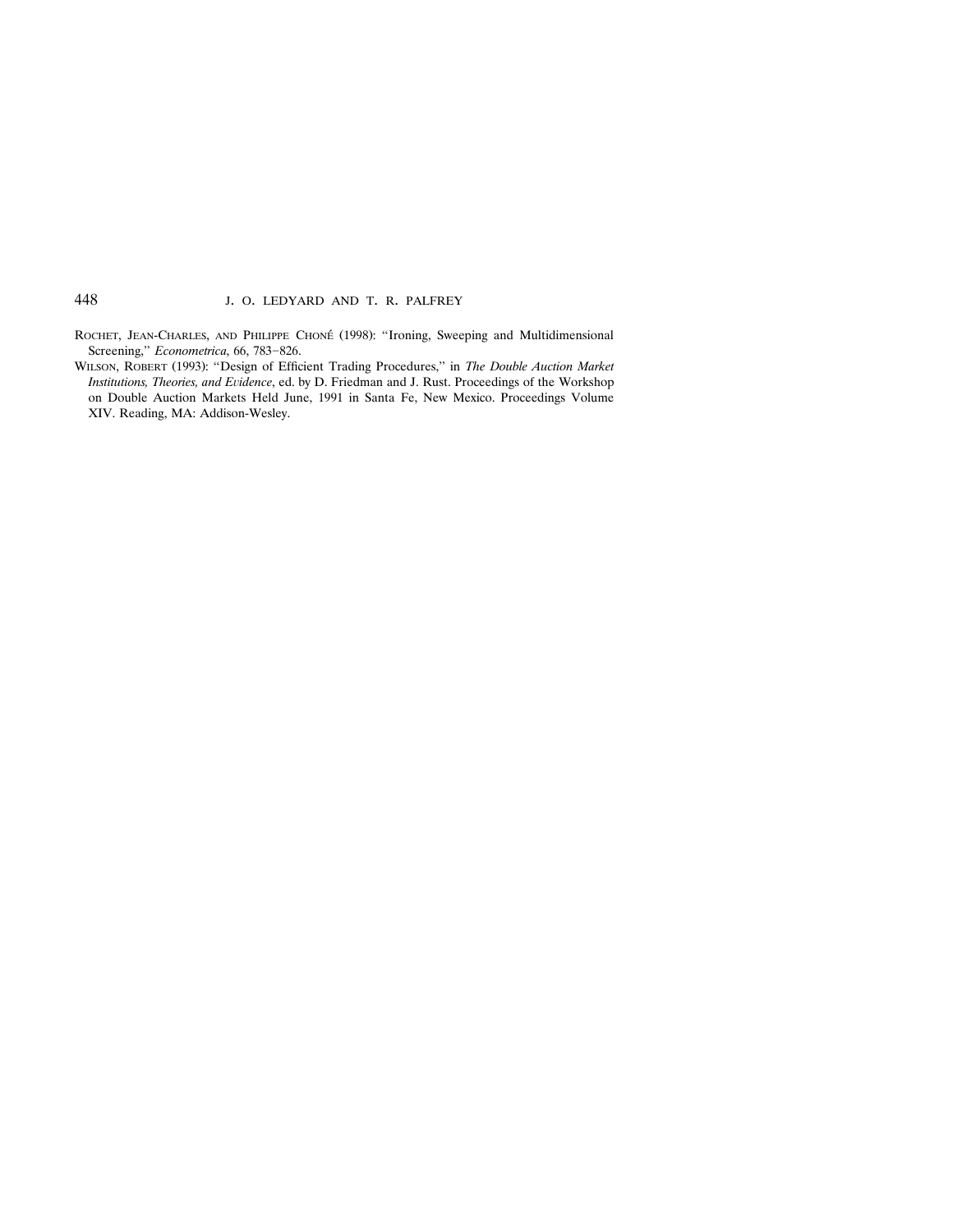Rochet, Jean-Charles, and Philippe Choné (1998): "Ironing, Sweeping and Multidimensional Screening," *Econometrica*, 66, 783–826.

Wilson, Robert (1993): "Design of Efficient Trading Procedures," in *The Double Auction Market Institutions, Theories, and Evidence*, ed. by D. Friedman and J. Rust. Proceedings of the Workshop on Double Auction Markets Held June, 1991 in Santa Fe, New Mexico. Proceedings Volume XIV. Reading, MA: Addison-Wesley.